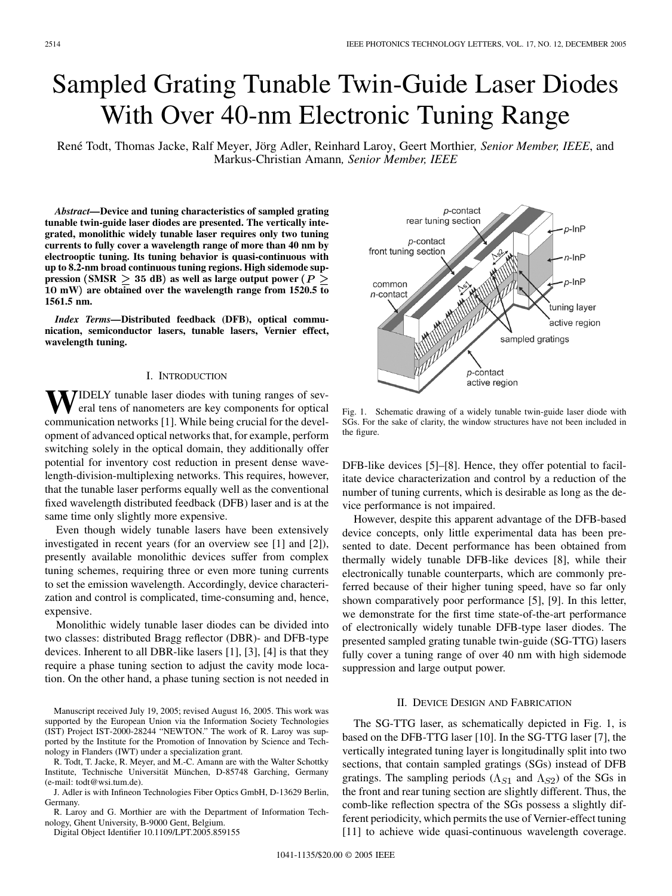# Sampled Grating Tunable Twin-Guide Laser Diodes With Over 40-nm Electronic Tuning Range

René Todt, Thomas Jacke, Ralf Meyer, Jörg Adler, Reinhard Laroy, Geert Morthier, *Senior Member, IEEE*, and Markus-Christian Amann, *Senior Member, IEEE*

***Abstract*—Device and tuning characteristics of sampled grating tunable twin-guide laser diodes are presented. The vertically integrated, monolithic widely tunable laser requires only two tuning currents to fully cover a wavelength range of more than 40 nm by electrooptic tuning. Its tuning behavior is quasi-continuous with up to 8.2-nm broad continuous tuning regions. High sidemode suppression (SMSR $\geq$ 35 dB) as well as large output power ($P \geq$ 10 mW) are obtained over the wavelength range from 1520.5 to 1561.5 nm.**

***Index Terms*—Distributed feedback (DFB), optical communication, semiconductor lasers, tunable lasers, Vernier effect, wavelength tuning.**

## I. Introduction

Widely tunable laser diodes with tuning ranges of several tens of nanometers are key components for optical communication networks [1]. While being crucial for the development of advanced optical networks that, for example, perform switching solely in the optical domain, they additionally offer potential for inventory cost reduction in present dense wavelength-division-multiplexing networks. This requires, however, that the tunable laser performs equally well as the conventional fixed wavelength distributed feedback (DFB) laser and is at the same time only slightly more expensive.

Even though widely tunable lasers have been extensively investigated in recent years (for an overview see [1] and [2]), presently available monolithic devices suffer from complex tuning schemes, requiring three or even more tuning currents to set the emission wavelength. Accordingly, device characterization and control is complicated, time-consuming and, hence, expensive.

Monolithic widely tunable laser diodes can be divided into two classes: distributed Bragg reflector (DBR)- and DFB-type devices. Inherent to all DBR-like lasers [1], [3], [4] is that they require a phase tuning section to adjust the cavity mode location. On the other hand, a phase tuning section is not needed in DFB-like devices [5]–[8]. Hence, they offer potential to facilitate device characterization and control by a reduction of the number of tuning currents, which is desirable as long as the device performance is not impaired.

However, despite this apparent advantage of the DFB-based device concepts, only little experimental data has been presented to date. Decent performance has been obtained from thermally widely tunable DFB-like devices [8], while their electronically tunable counterparts, which are commonly preferred because of their higher tuning speed, have so far only shown comparatively poor performance [5], [9]. In this letter, we demonstrate for the first time state-of-the-art performance of electronically widely tunable DFB-type laser diodes. The presented sampled grating tunable twin-guide (SG-TTG) lasers fully cover a tuning range of over 40 nm with high sidemode suppression and large output power.

Fig. 1. Schematic drawing of a widely tunable twin-guide laser diode with SGs. For the sake of clarity, the window structures have not been included in the figure.

## II. Device Design and Fabrication

The SG-TTG laser, as schematically depicted in Fig. 1, is based on the DFB-TTG laser [10]. In the SG-TTG laser [7], the vertically integrated tuning layer is longitudinally split into two sections, that contain sampled gratings (SGs) instead of DFB gratings. The sampling periods ($\Lambda_{S1}$ and $\Lambda_{S2}$) of the SGs in the front and rear tuning section are slightly different. Thus, the comb-like reflection spectra of the SGs possess a slightly different periodicity, which permits the use of Vernier-effect tuning [11] to achieve wide quasi-continuous wavelength coverage.

Manuscript received July 19, 2005; revised August 16, 2005. This work was supported by the European Union via the Information Society Technologies (IST) Project IST-2000-28244 "NEWTON." The work of R. Laroy was supported by the Institute for the Promotion of Innovation by Science and Technology in Flanders (IWT) under a specialization grant.

R. Todt, T. Jacke, R. Meyer, and M.-C. Amann are with the Walter Schottky Institute, Technische Universität München, D-85748 Garching, Germany (e-mail: todt@wsi.tum.de).

J. Adler is with Infineon Technologies Fiber Optics GmbH, D-13629 Berlin, Germany.

R. Laroy and G. Morthier are with the Department of Information Technology, Ghent University, B-9000 Gent, Belgium.

Digital Object Identifier 10.1109/LPT.2005.859155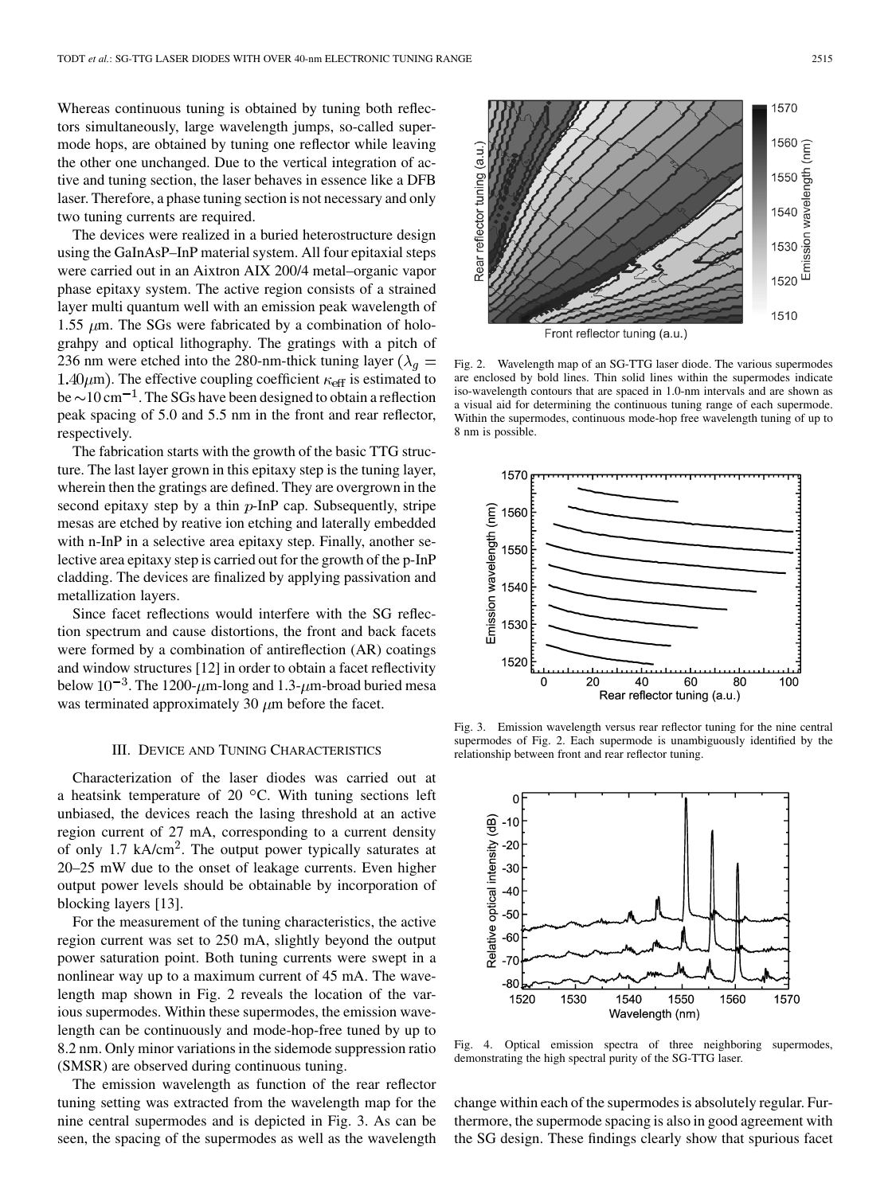Whereas continuous tuning is obtained by tuning both reflectors simultaneously, large wavelength jumps, so-called supermode hops, are obtained by tuning one reflector while leaving the other one unchanged. Due to the vertical integration of active and tuning section, the laser behaves in essence like a DFB laser. Therefore, a phase tuning section is not necessary and only two tuning currents are required.

The devices were realized in a buried heterostructure design using the GaInAsP–InP material system. All four epitaxial steps were carried out in an Aixtron AIX 200/4 metal–organic vapor phase epitaxy system. The active region consists of a strained layer multi quantum well with an emission peak wavelength of 1.55 $\mu$m. The SGs were fabricated by a combination of holograhpy and optical lithography. The gratings with a pitch of 236 nm were etched into the 280-nm-thick tuning layer ($\lambda_g = 1.40 \mu$m). The effective coupling coefficient $\kappa_{\text{eff}}$ is estimated to be $\sim$10 cm$^{-1}$. The SGs have been designed to obtain a reflection peak spacing of 5.0 and 5.5 nm in the front and rear reflector, respectively.

The fabrication starts with the growth of the basic TTG structure. The last layer grown in this epitaxy step is the tuning layer, wherein then the gratings are defined. They are overgrown in the second epitaxy step by a thin $p$-InP cap. Subsequently, stripe mesas are etched by reative ion etching and laterally embedded with n-InP in a selective area epitaxy step. Finally, another selective area epitaxy step is carried out for the growth of the p-InP cladding. The devices are finalized by applying passivation and metallization layers.

Since facet reflections would interfere with the SG reflection spectrum and cause distortions, the front and back facets were formed by a combination of antireflection (AR) coatings and window structures [12] in order to obtain a facet reflectivity below $10^{-3}$. The 1200-$\mu$m-long and 1.3-$\mu$m-broad buried mesa was terminated approximately 30 $\mu$m before the facet.

## III. Device and Tuning Characteristics

Characterization of the laser diodes was carried out at a heatsink temperature of 20 °C. With tuning sections left unbiased, the devices reach the lasing threshold at an active region current of 27 mA, corresponding to a current density of only 1.7 kA/cm$^2$. The output power typically saturates at 20–25 mW due to the onset of leakage currents. Even higher output power levels should be obtainable by incorporation of blocking layers [13].

For the measurement of the tuning characteristics, the active region current was set to 250 mA, slightly beyond the output power saturation point. Both tuning currents were swept in a nonlinear way up to a maximum current of 45 mA. The wavelength map shown in Fig. 2 reveals the location of the various supermodes. Within these supermodes, the emission wavelength can be continuously and mode-hop-free tuned by up to 8.2 nm. Only minor variations in the sidemode suppression ratio (SMSR) are observed during continuous tuning.

The emission wavelength as function of the rear reflector tuning setting was extracted from the wavelength map for the nine central supermodes and is depicted in Fig. 3. As can be seen, the spacing of the supermodes as well as the wavelength change within each of the supermodes is absolutely regular. Furthermore, the supermode spacing is also in good agreement with the SG design. These findings clearly show that spurious facet

Fig. 2. Wavelength map of an SG-TTG laser diode. The various supermodes are enclosed by bold lines. Thin solid lines within the supermodes indicate iso-wavelength contours that are spaced in 1.0-nm intervals and are shown as a visual aid for determining the continuous tuning range of each supermode. Within the supermodes, continuous mode-hop free wavelength tuning of up to 8 nm is possible.

Fig. 3. Emission wavelength versus rear reflector tuning for the nine central supermodes of Fig. 2. Each supermode is unambiguously identified by the relationship between front and rear reflector tuning.

Fig. 4. Optical emission spectra of three neighboring supermodes, demonstrating the high spectral purity of the SG-TTG laser.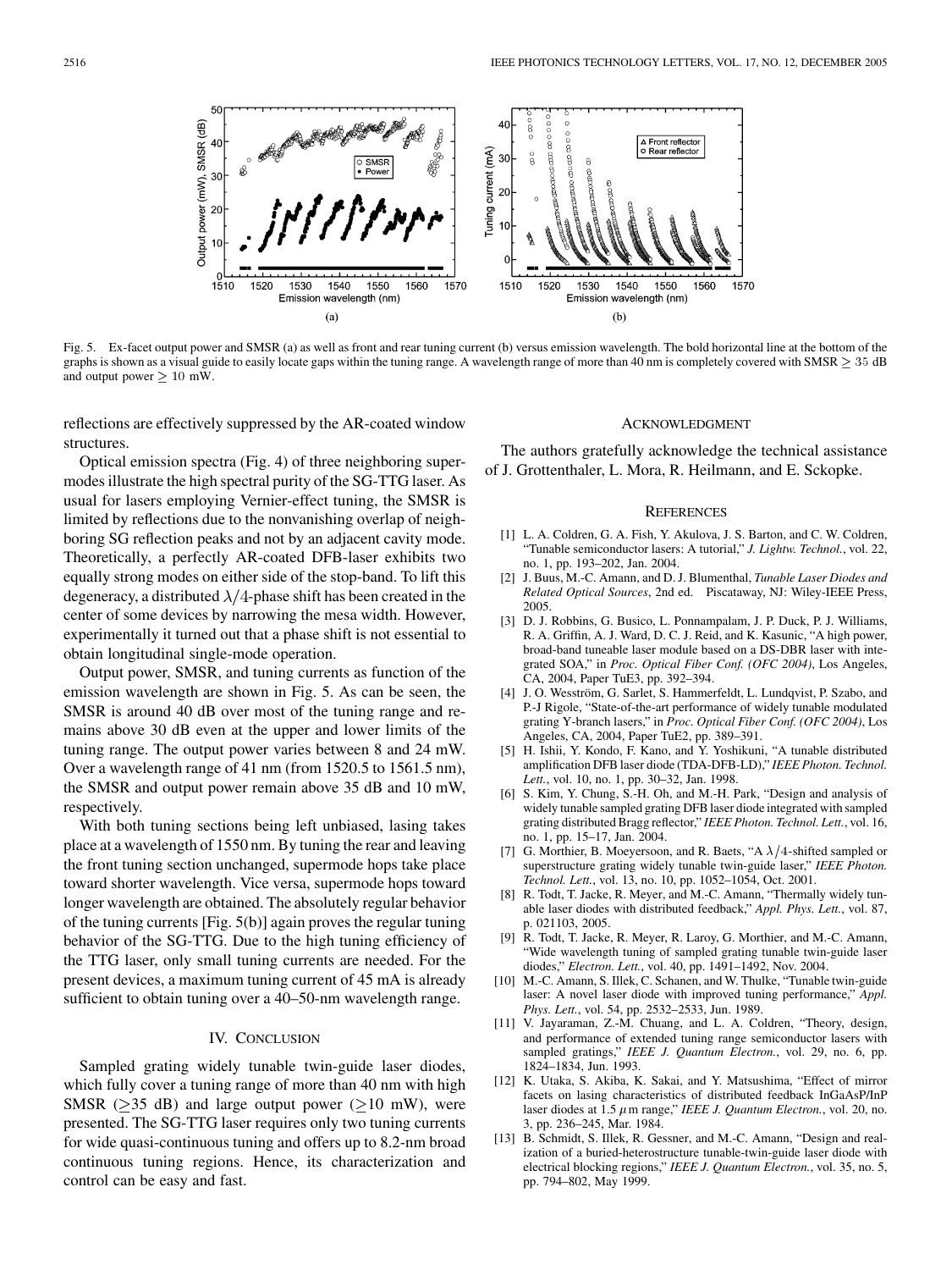Output power (mW), SMSR (dB)

50
40
30
20
10
0

1510 1520 1530 1540 1550 1560 1570

Emission wavelength (nm)

○ SMSR
• Power

(a)

Tuning current (mA)

40
30
20
10
0

1510 1520 1530 1540 1550 1560 1570

Emission wavelength (nm)

△ Front reflector
○ Rear reflector

(b)

Fig. 5. Ex-facet output power and SMSR (a) as well as front and rear tuning current (b) versus emission wavelength. The bold horizontal line at the bottom of the graphs is shown as a visual guide to easily locate gaps within the tuning range. A wavelength range of more than 40 nm is completely covered with SMSR $\geq 35$ dB and output power $\geq 10$ mW.

reflections are effectively suppressed by the AR-coated window structures.

Optical emission spectra (Fig. 4) of three neighboring supermodes illustrate the high spectral purity of the SG-TTG laser. As usual for lasers employing Vernier-effect tuning, the SMSR is limited by reflections due to the nonvanishing overlap of neighboring SG reflection peaks and not by an adjacent cavity mode. Theoretically, a perfectly AR-coated DFB-laser exhibits two equally strong modes on either side of the stop-band. To lift this degeneracy, a distributed $\lambda/4$-phase shift has been created in the center of some devices by narrowing the mesa width. However, experimentally it turned out that a phase shift is not essential to obtain longitudinal single-mode operation.

Output power, SMSR, and tuning currents as function of the emission wavelength are shown in Fig. 5. As can be seen, the SMSR is around 40 dB over most of the tuning range and remains above 30 dB even at the upper and lower limits of the tuning range. The output power varies between 8 and 24 mW. Over a wavelength range of 41 nm (from 1520.5 to 1561.5 nm), the SMSR and output power remain above 35 dB and 10 mW, respectively.

With both tuning sections being left unbiased, lasing takes place at a wavelength of 1550 nm. By tuning the rear and leaving the front tuning section unchanged, supermode hops take place toward shorter wavelength. Vice versa, supermode hops toward longer wavelength are obtained. The absolutely regular behavior of the tuning currents [Fig. 5(b)] again proves the regular tuning behavior of the SG-TTG. Due to the high tuning efficiency of the TTG laser, only small tuning currents are needed. For the present devices, a maximum tuning current of 45 mA is already sufficient to obtain tuning over a 40–50-nm wavelength range.

## IV. Conclusion

Sampled grating widely tunable twin-guide laser diodes, which fully cover a tuning range of more than 40 nm with high SMSR ($\geq$35 dB) and large output power ($\geq$10 mW), were presented. The SG-TTG laser requires only two tuning currents for wide quasi-continuous tuning and offers up to 8.2-nm broad continuous tuning regions. Hence, its characterization and control can be easy and fast.

## Acknowledgment

The authors gratefully acknowledge the technical assistance of J. Grottenthaler, L. Mora, R. Heilmann, and E. Sckopke.

## References

[1] L. A. Coldren, G. A. Fish, Y. Akulova, J. S. Barton, and C. W. Coldren, "Tunable semiconductor lasers: A tutorial," *J. Lightw. Technol.*, vol. 22, no. 1, pp. 193–202, Jan. 2004.

[2] J. Buus, M.-C. Amann, and D. J. Blumenthal, *Tunable Laser Diodes and Related Optical Sources*, 2nd ed. Piscataway, NJ: Wiley-IEEE Press, 2005.

[3] D. J. Robbins, G. Busico, L. Ponnampalam, J. P. Duck, P. J. Williams, R. A. Griffin, A. J. Ward, D. C. J. Reid, and K. Kasunic, "A high power, broad-band tuneable laser module based on a DS-DBR laser with integrated SOA," in *Proc. Optical Fiber Conf. (OFC 2004)*, Los Angeles, CA, 2004, Paper TuE3, pp. 392–394.

[4] J. O. Wesström, G. Sarlet, S. Hammerfeldt, L. Lundqvist, P. Szabo, and P.-J Rigole, "State-of-the-art performance of widely tunable modulated grating Y-branch lasers," in *Proc. Optical Fiber Conf. (OFC 2004)*, Los Angeles, CA, 2004, Paper TuE2, pp. 389–391.

[5] H. Ishii, Y. Kondo, F. Kano, and Y. Yoshikuni, "A tunable distributed amplification DFB laser diode (TDA-DFB-LD)," *IEEE Photon. Technol. Lett.*, vol. 10, no. 1, pp. 30–32, Jan. 1998.

[6] S. Kim, Y. Chung, S.-H. Oh, and M.-H. Park, "Design and analysis of widely tunable sampled grating DFB laser diode integrated with sampled grating distributed Bragg reflector," *IEEE Photon. Technol. Lett.*, vol. 16, no. 1, pp. 15–17, Jan. 2004.

[7] G. Morthier, B. Moeyersoon, and R. Baets, "A $\lambda/4$-shifted sampled or superstructure grating widely tunable twin-guide laser," *IEEE Photon. Technol. Lett.*, vol. 13, no. 10, pp. 1052–1054, Oct. 2001.

[8] R. Todt, T. Jacke, R. Meyer, and M.-C. Amann, "Thermally widely tunable laser diodes with distributed feedback," *Appl. Phys. Lett.*, vol. 87, p. 021103, 2005.

[9] R. Todt, T. Jacke, R. Meyer, R. Laroy, G. Morthier, and M.-C. Amann, "Wide wavelength tuning of sampled grating tunable twin-guide laser diodes," *Electron. Lett.*, vol. 40, pp. 1491–1492, Nov. 2004.

[10] M.-C. Amann, S. Illek, C. Schanen, and W. Thulke, "Tunable twin-guide laser: A novel laser diode with improved tuning performance," *Appl. Phys. Lett.*, vol. 54, pp. 2532–2533, Jun. 1989.

[11] V. Jayaraman, Z.-M. Chuang, and L. A. Coldren, "Theory, design, and performance of extended tuning range semiconductor lasers with sampled gratings," *IEEE J. Quantum Electron.*, vol. 29, no. 6, pp. 1824–1834, Jun. 1993.

[12] K. Utaka, S. Akiba, K. Sakai, and Y. Matsushima, "Effect of mirror facets on lasing characteristics of distributed feedback InGaAsP/InP laser diodes at 1.5 $\mu$m range," *IEEE J. Quantum Electron.*, vol. 20, no. 3, pp. 236–245, Mar. 1984.

[13] B. Schmidt, S. Illek, R. Gessner, and M.-C. Amann, "Design and realization of a buried-heterostructure tunable-twin-guide laser diode with electrical blocking regions," *IEEE J. Quantum Electron.*, vol. 35, no. 5, pp. 794–802, May 1999.